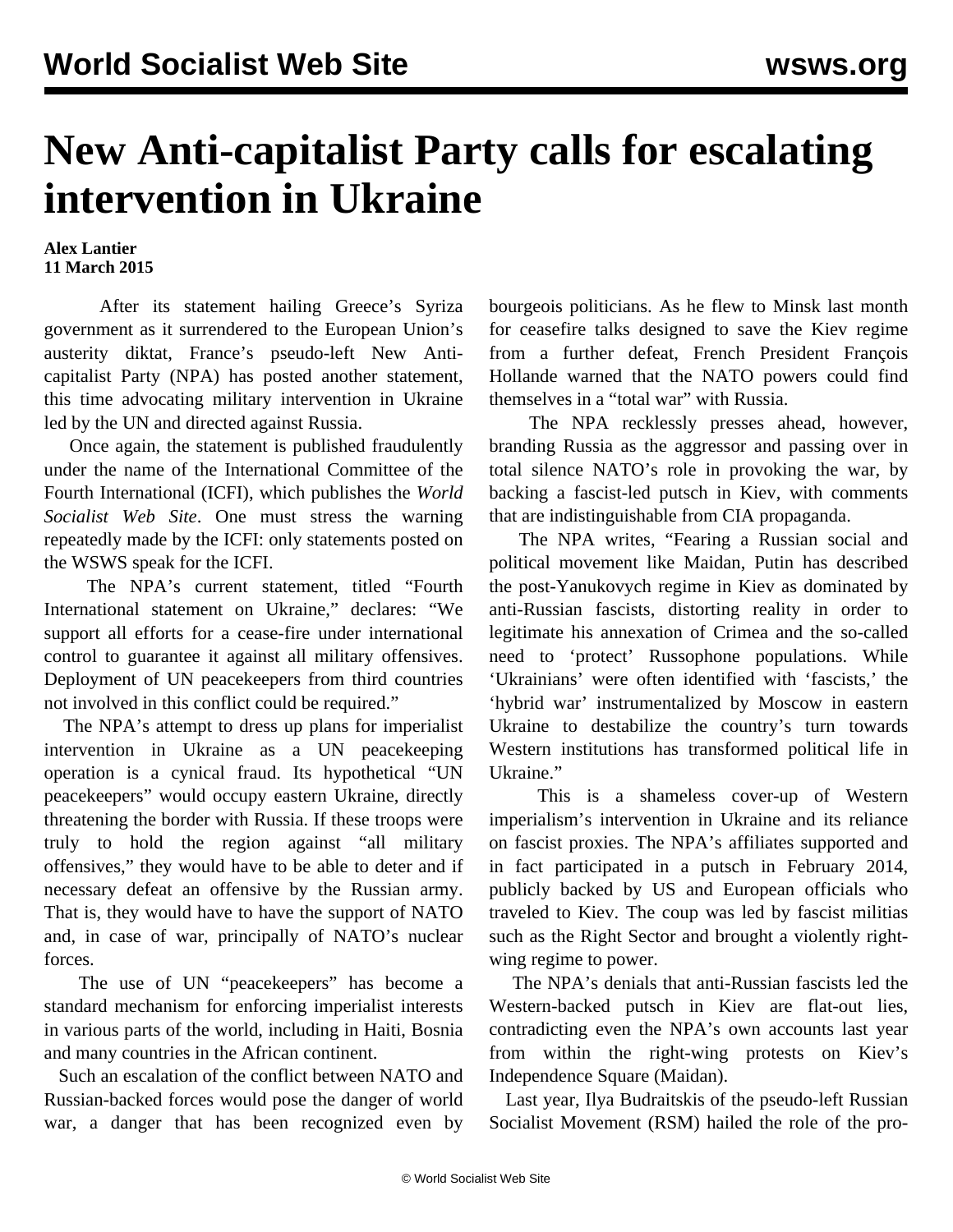# New Anti-capitalist Party calls for escalating intervention in Ukraine

**Alex Lantier**
**11 March 2015**

After its statement hailing Greece's Syriza government as it surrendered to the European Union's austerity diktat, France's pseudo-left New Anti-capitalist Party (NPA) has posted another statement, this time advocating military intervention in Ukraine led by the UN and directed against Russia.

Once again, the statement is published fraudulently under the name of the International Committee of the Fourth International (ICFI), which publishes the *World Socialist Web Site*. One must stress the warning repeatedly made by the ICFI: only statements posted on the WSWS speak for the ICFI.

The NPA's current statement, titled "Fourth International statement on Ukraine," declares: "We support all efforts for a cease-fire under international control to guarantee it against all military offensives. Deployment of UN peacekeepers from third countries not involved in this conflict could be required."

The NPA's attempt to dress up plans for imperialist intervention in Ukraine as a UN peacekeeping operation is a cynical fraud. Its hypothetical "UN peacekeepers" would occupy eastern Ukraine, directly threatening the border with Russia. If these troops were truly to hold the region against "all military offensives," they would have to be able to deter and if necessary defeat an offensive by the Russian army. That is, they would have to have the support of NATO and, in case of war, principally of NATO's nuclear forces.

The use of UN "peacekeepers" has become a standard mechanism for enforcing imperialist interests in various parts of the world, including in Haiti, Bosnia and many countries in the African continent.

Such an escalation of the conflict between NATO and Russian-backed forces would pose the danger of world war, a danger that has been recognized even by bourgeois politicians. As he flew to Minsk last month for ceasefire talks designed to save the Kiev regime from a further defeat, French President François Hollande warned that the NATO powers could find themselves in a "total war" with Russia.

The NPA recklessly presses ahead, however, branding Russia as the aggressor and passing over in total silence NATO's role in provoking the war, by backing a fascist-led putsch in Kiev, with comments that are indistinguishable from CIA propaganda.

The NPA writes, "Fearing a Russian social and political movement like Maidan, Putin has described the post-Yanukovych regime in Kiev as dominated by anti-Russian fascists, distorting reality in order to legitimate his annexation of Crimea and the so-called need to 'protect' Russophone populations. While 'Ukrainians' were often identified with 'fascists,' the 'hybrid war' instrumentalized by Moscow in eastern Ukraine to destabilize the country's turn towards Western institutions has transformed political life in Ukraine."

This is a shameless cover-up of Western imperialism's intervention in Ukraine and its reliance on fascist proxies. The NPA's affiliates supported and in fact participated in a putsch in February 2014, publicly backed by US and European officials who traveled to Kiev. The coup was led by fascist militias such as the Right Sector and brought a violently right-wing regime to power.

The NPA's denials that anti-Russian fascists led the Western-backed putsch in Kiev are flat-out lies, contradicting even the NPA's own accounts last year from within the right-wing protests on Kiev's Independence Square (Maidan).

Last year, Ilya Budraitskis of the pseudo-left Russian Socialist Movement (RSM) hailed the role of the pro-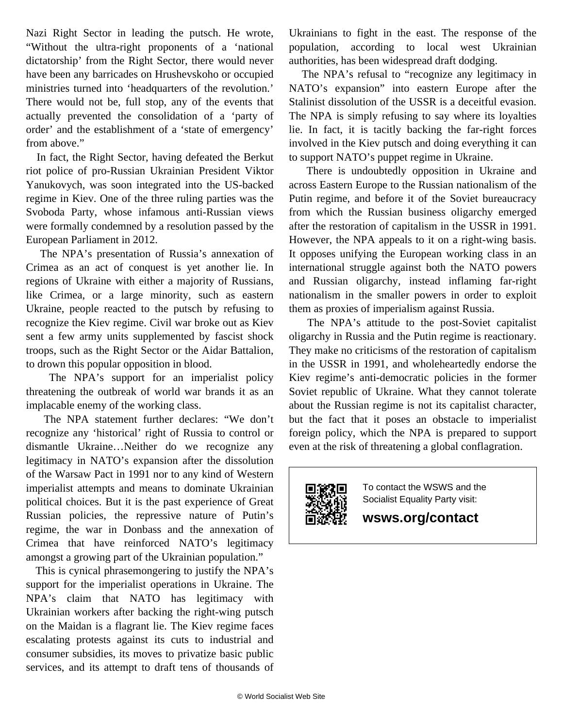Nazi Right Sector in leading the putsch. He wrote, "Without the ultra-right proponents of a 'national dictatorship' from the Right Sector, there would never have been any barricades on Hrushevskoho or occupied ministries turned into 'headquarters of the revolution.' There would not be, full stop, any of the events that actually prevented the consolidation of a 'party of order' and the establishment of a 'state of emergency' from above."

In fact, the Right Sector, having defeated the Berkut riot police of pro-Russian Ukrainian President Viktor Yanukovych, was soon integrated into the US-backed regime in Kiev. One of the three ruling parties was the Svoboda Party, whose infamous anti-Russian views were formally condemned by a resolution passed by the European Parliament in 2012.

The NPA's presentation of Russia's annexation of Crimea as an act of conquest is yet another lie. In regions of Ukraine with either a majority of Russians, like Crimea, or a large minority, such as eastern Ukraine, people reacted to the putsch by refusing to recognize the Kiev regime. Civil war broke out as Kiev sent a few army units supplemented by fascist shock troops, such as the Right Sector or the Aidar Battalion, to drown this popular opposition in blood.

The NPA's support for an imperialist policy threatening the outbreak of world war brands it as an implacable enemy of the working class.

The NPA statement further declares: "We don't recognize any 'historical' right of Russia to control or dismantle Ukraine…Neither do we recognize any legitimacy in NATO's expansion after the dissolution of the Warsaw Pact in 1991 nor to any kind of Western imperialist attempts and means to dominate Ukrainian political choices. But it is the past experience of Great Russian policies, the repressive nature of Putin's regime, the war in Donbass and the annexation of Crimea that have reinforced NATO's legitimacy amongst a growing part of the Ukrainian population."

This is cynical phrasemongering to justify the NPA's support for the imperialist operations in Ukraine. The NPA's claim that NATO has legitimacy with Ukrainian workers after backing the right-wing putsch on the Maidan is a flagrant lie. The Kiev regime faces escalating protests against its cuts to industrial and consumer subsidies, its moves to privatize basic public services, and its attempt to draft tens of thousands of Ukrainians to fight in the east. The response of the population, according to local west Ukrainian authorities, has been widespread draft dodging.

The NPA's refusal to "recognize any legitimacy in NATO's expansion" into eastern Europe after the Stalinist dissolution of the USSR is a deceitful evasion. The NPA is simply refusing to say where its loyalties lie. In fact, it is tacitly backing the far-right forces involved in the Kiev putsch and doing everything it can to support NATO's puppet regime in Ukraine.

There is undoubtedly opposition in Ukraine and across Eastern Europe to the Russian nationalism of the Putin regime, and before it of the Soviet bureaucracy from which the Russian business oligarchy emerged after the restoration of capitalism in the USSR in 1991. However, the NPA appeals to it on a right-wing basis. It opposes unifying the European working class in an international struggle against both the NATO powers and Russian oligarchy, instead inflaming far-right nationalism in the smaller powers in order to exploit them as proxies of imperialism against Russia.

The NPA's attitude to the post-Soviet capitalist oligarchy in Russia and the Putin regime is reactionary. They make no criticisms of the restoration of capitalism in the USSR in 1991, and wholeheartedly endorse the Kiev regime's anti-democratic policies in the former Soviet republic of Ukraine. What they cannot tolerate about the Russian regime is not its capitalist character, but the fact that it poses an obstacle to imperialist foreign policy, which the NPA is prepared to support even at the risk of threatening a global conflagration.

To contact the WSWS and the Socialist Equality Party visit:

**wsws.org/contact**